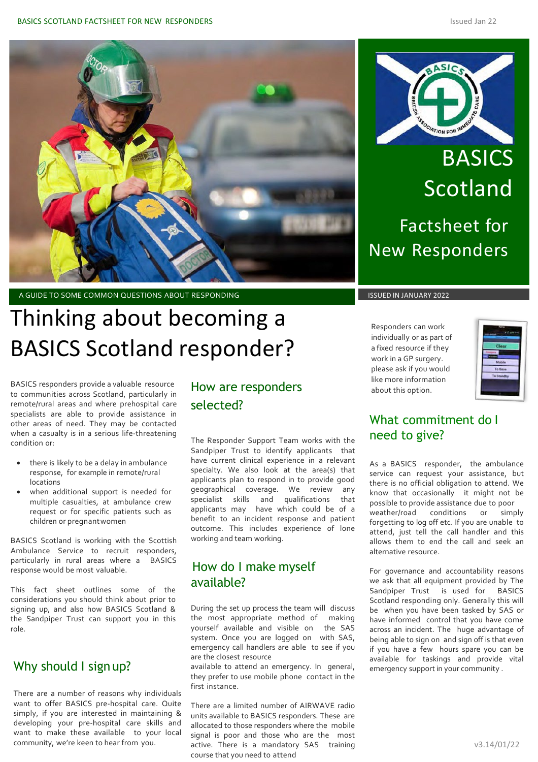# BASICS Scotland

## Factsheet for New Responders

A GUIDE TO SOME COMMON QUESTIONS ABOUT RESPONDING

ISSUED IN JANUARY 2022

# Thinking about becoming a BASICS Scotland responder?

BASICS responders provide a valuable resource to communities across Scotland, particularly in remote/rural areas and where prehospital care specialists are able to provide assistance in other areas of need. They may be contacted when a casualty is in a serious life-threatening condition or:

- there is likely to be a delay in ambulance response, for example in remote/rural locations
- when additional support is needed for multiple casualties, at ambulance crew request or for specific patients such as children or pregnant women

BASICS Scotland is working with the Scottish Ambulance Service to recruit responders, particularly in rural areas where a BASICS response would be most valuable.

This fact sheet outlines some of the considerations you should think about prior to signing up, and also how BASICS Scotland & the Sandpiper Trust can support you in this role.

## Why should I sign up?

There are a number of reasons why individuals want to offer BASICS pre-hospital care. Quite simply, if you are interested in maintaining & developing your pre-hospital care skills and want to make these available to your local community, we're keen to hear from you.

## How are responders selected?

The Responder Support Team works with the Sandpiper Trust to identify applicants that have current clinical experience in a relevant specialty. We also look at the area(s) that applicants plan to respond in to provide good geographical coverage. We review any specialist skills and qualifications that applicants may have which could be of a benefit to an incident response and patient outcome. This includes experience of lone working and team working.

## How do I make myself available?

During the set up process the team will discuss the most appropriate method of making yourself available and visible on the SAS system. Once you are logged on with SAS, emergency call handlers are able to see if you are the closest resource available to attend an emergency. In general, they prefer to use mobile phone contact in the first instance.

There are a limited number of AIRWAVE radio units available to BASICS responders. These are allocated to those responders where the mobile signal is poor and those who are the most active. There is a mandatory SAS training course that you need to attend

Responders can work individually or as part of a fixed resource if they work in a GP surgery. please ask if you would like more information about this option.

## What commitment do I need to give?

As a BASICS responder, the ambulance service can request your assistance, but there is no official obligation to attend. We know that occasionally it might not be possible to provide assistance due to poor weather/road conditions or simply forgetting to log off etc. If you are unable to attend, just tell the call handler and this allows them to end the call and seek an alternative resource.

For governance and accountability reasons we ask that all equipment provided by The Sandpiper Trust is used for BASICS Scotland responding only. Generally this will be when you have been tasked by SAS or have informed control that you have come across an incident. The huge advantage of being able to sign on and sign off is that even if you have a few hours spare you can be available for taskings and provide vital emergency support in your community .

v3.14/01/22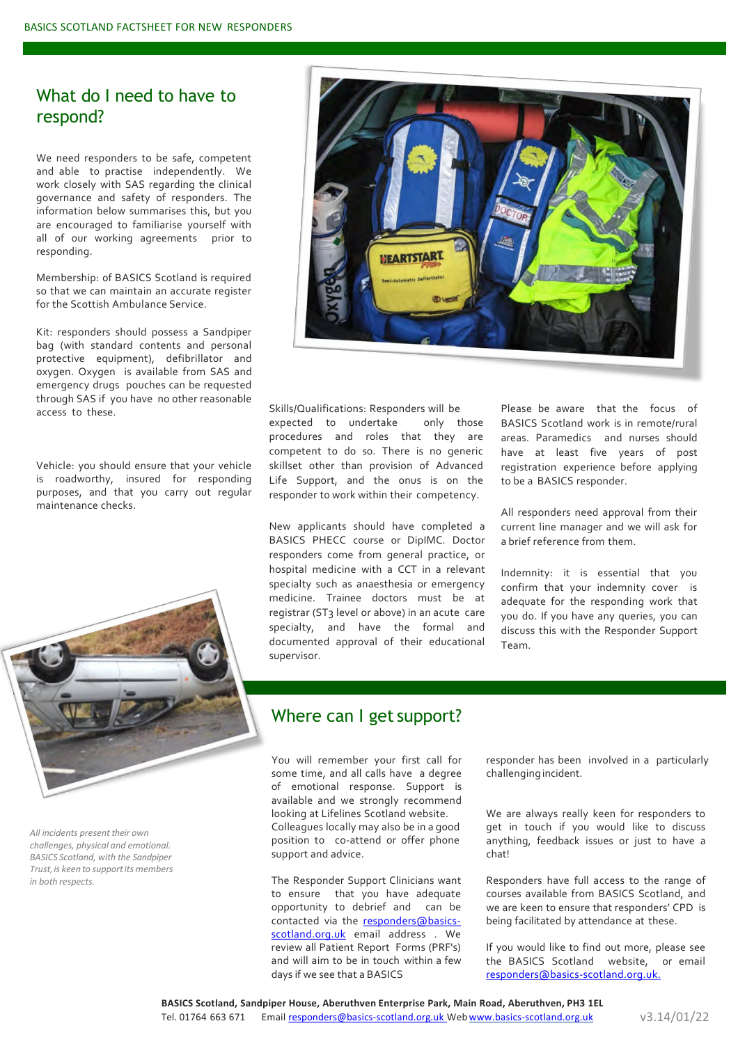## What do I need to have to respond?

We need responders to be safe, competent and able to practise independently. We work closely with SAS regarding the clinical governance and safety of responders. The information below summarises this, but you are encouraged to familiarise yourself with all of our working agreements prior to responding.

Membership: of BASICS Scotland is required so that we can maintain an accurate register for the Scottish Ambulance Service.

Kit: responders should possess a Sandpiper bag (with standard contents and personal protective equipment), defibrillator and oxygen. Oxygen is available from SAS and emergency drugs pouches can be requested through SAS if you have no other reasonable access to these.

Vehicle: you should ensure that your vehicle is roadworthy, insured for responding purposes, and that you carry out regular maintenance checks.

Skills/Qualifications: Responders will be expected to undertake only those procedures and roles that they are competent to do so. There is no generic skillset other than provision of Advanced Life Support, and the onus is on the responder to work within their competency.

New applicants should have completed a BASICS PHECC course or DipIMC. Doctor responders come from general practice, or hospital medicine with a CCT in a relevant specialty such as anaesthesia or emergency medicine. Trainee doctors must be at registrar (ST3 level or above) in an acute care specialty, and have the formal and documented approval of their educational supervisor.

Please be aware that the focus of BASICS Scotland work is in remote/rural areas. Paramedics and nurses should have at least five years of post registration experience before applying to be a BASICS responder.

All responders need approval from their current line manager and we will ask for a brief reference from them.

Indemnity: it is essential that you confirm that your indemnity cover is adequate for the responding work that you do. If you have any queries, you can discuss this with the Responder Support Team.

*All incidents present their own challenges, physical and emotional. BASICS Scotland, with the Sandpiper Trust, is keen to support its members in both respects.*

## Where can I get support?

You will remember your first call for some time, and all calls have a degree of emotional response. Support is available and we strongly recommend looking at Lifelines Scotland website. Colleagues locally may also be in a good position to co-attend or offer phone support and advice.

The Responder Support Clinicians want to ensure that you have adequate opportunity to debrief and can be contacted via the responders@basics-scotland.org.uk email address . We review all Patient Report Forms (PRF's) and will aim to be in touch within a few days if we see that a BASICS responder has been involved in a particularly challenging incident.

We are always really keen for responders to get in touch if you would like to discuss anything, feedback issues or just to have a chat!

Responders have full access to the range of courses available from BASICS Scotland, and we are keen to ensure that responders' CPD is being facilitated by attendance at these.

If you would like to find out more, please see the BASICS Scotland website, or email responders@basics-scotland.org.uk.

**BASICS Scotland, Sandpiper House, Aberuthven Enterprise Park, Main Road, Aberuthven, PH3 1EL**
Tel. 01764 663 671 Email responders@basics-scotland.org.uk Web www.basics-scotland.org.uk

v3.14/01/22